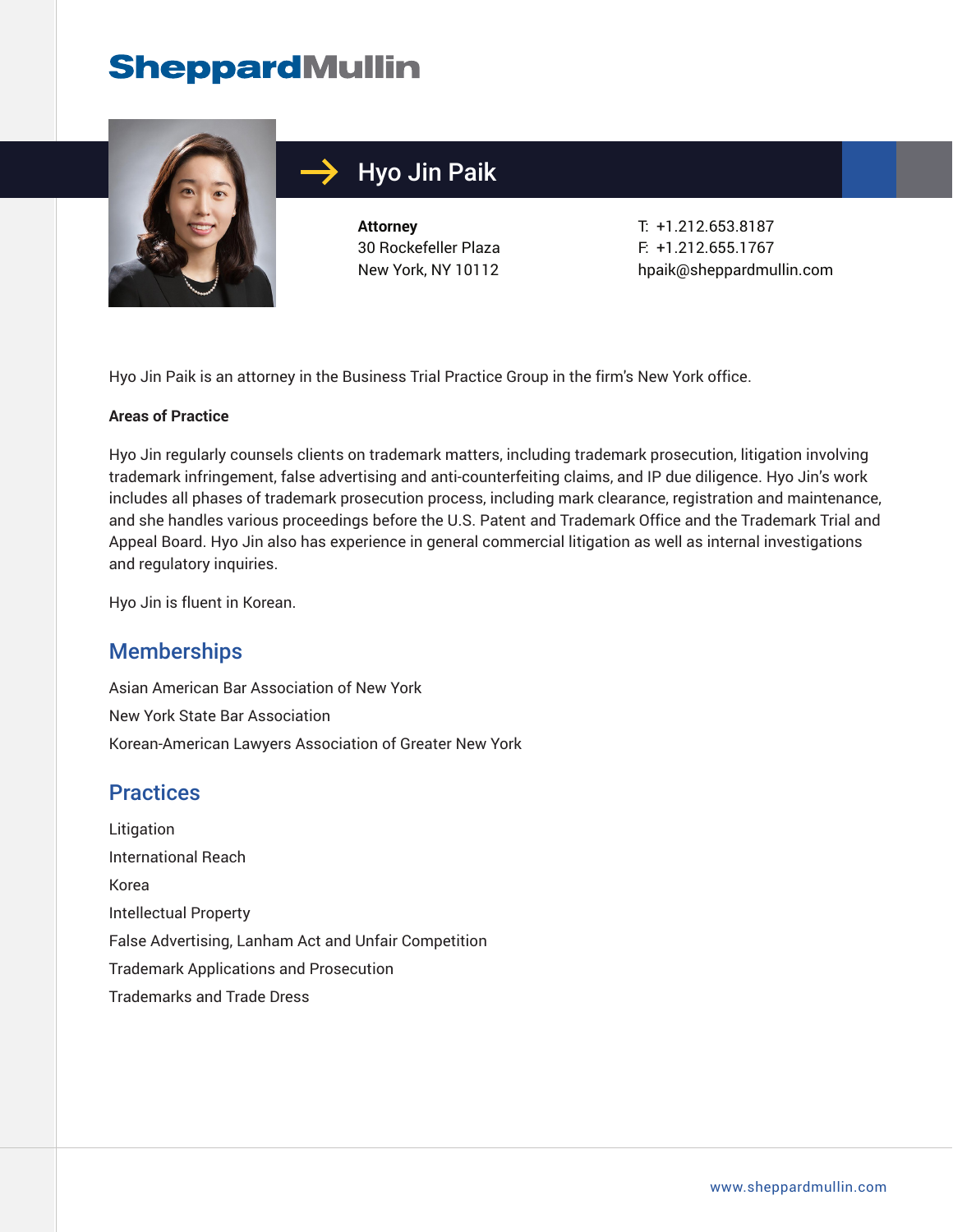SheppardMullin

# Hyo Jin Paik

**Attorney**
30 Rockefeller Plaza
New York, NY 10112

T: +1.212.653.8187
F: +1.212.655.1767
hpaik@sheppardmullin.com

Hyo Jin Paik is an attorney in the Business Trial Practice Group in the firm's New York office.

**Areas of Practice**

Hyo Jin regularly counsels clients on trademark matters, including trademark prosecution, litigation involving trademark infringement, false advertising and anti-counterfeiting claims, and IP due diligence. Hyo Jin's work includes all phases of trademark prosecution process, including mark clearance, registration and maintenance, and she handles various proceedings before the U.S. Patent and Trademark Office and the Trademark Trial and Appeal Board. Hyo Jin also has experience in general commercial litigation as well as internal investigations and regulatory inquiries.

Hyo Jin is fluent in Korean.

## Memberships

Asian American Bar Association of New York

New York State Bar Association

Korean-American Lawyers Association of Greater New York

## Practices

Litigation

International Reach

Korea

Intellectual Property

False Advertising, Lanham Act and Unfair Competition

Trademark Applications and Prosecution

Trademarks and Trade Dress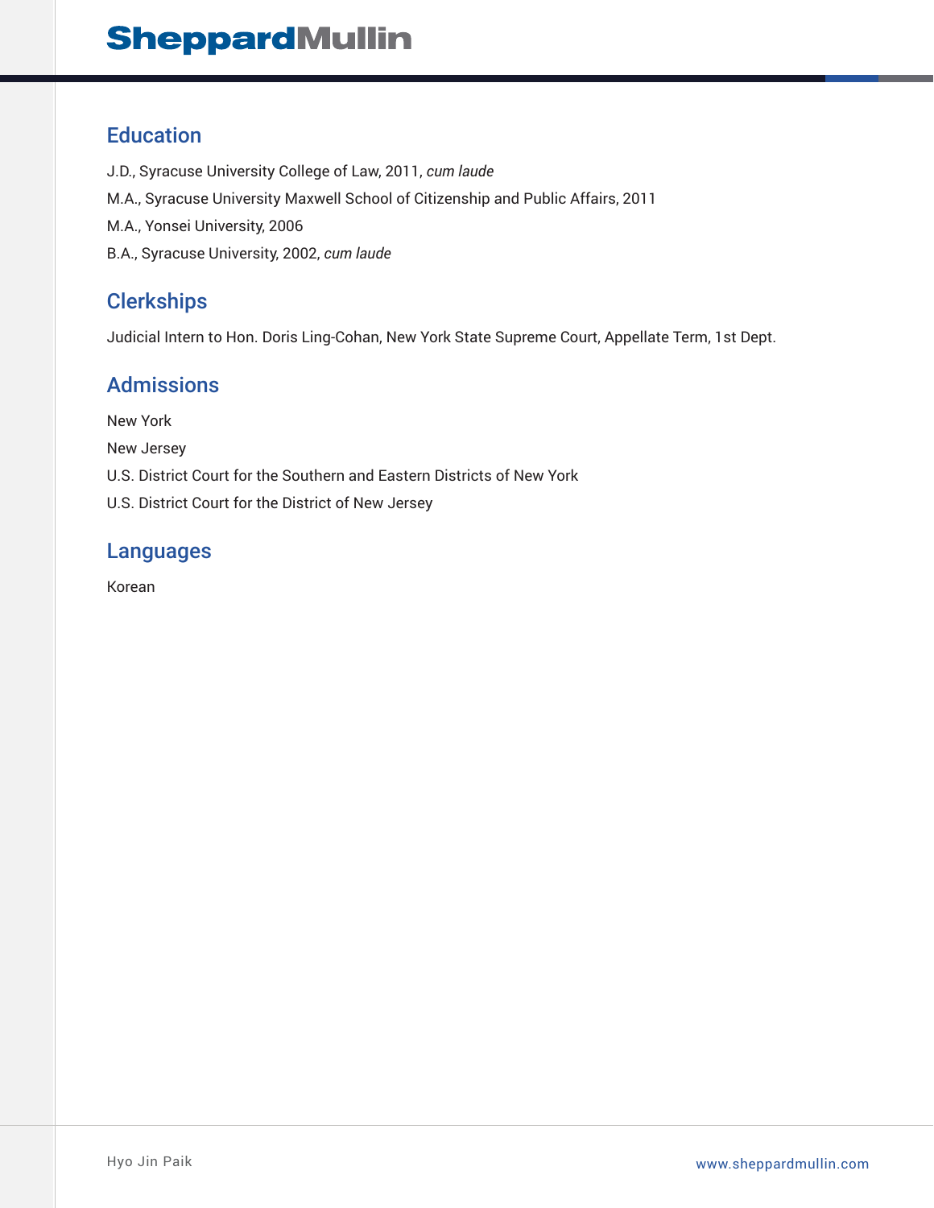## Education

J.D., Syracuse University College of Law, 2011, *cum laude*

M.A., Syracuse University Maxwell School of Citizenship and Public Affairs, 2011

M.A., Yonsei University, 2006

B.A., Syracuse University, 2002, *cum laude*

## Clerkships

Judicial Intern to Hon. Doris Ling-Cohan, New York State Supreme Court, Appellate Term, 1st Dept.

## Admissions

New York

New Jersey

U.S. District Court for the Southern and Eastern Districts of New York

U.S. District Court for the District of New Jersey

## Languages

Korean